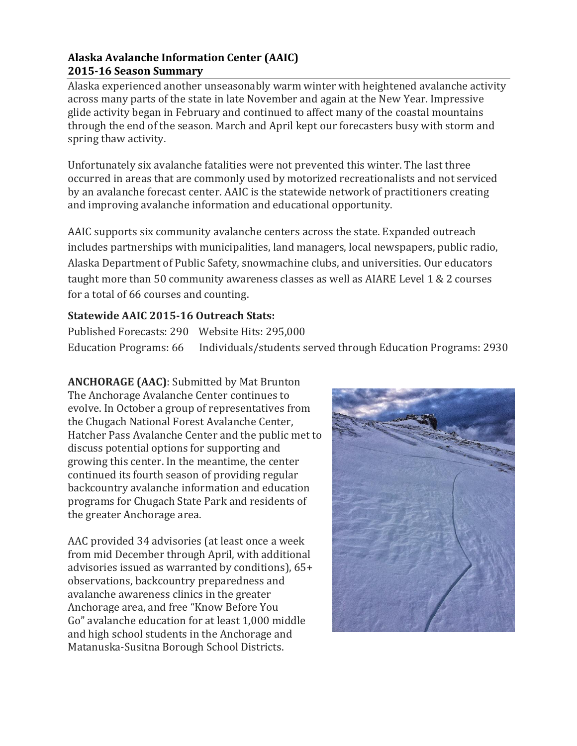**Alaska Avalanche Information Center (AAIC)**
**2015-16 Season Summary**

Alaska experienced another unseasonably warm winter with heightened avalanche activity across many parts of the state in late November and again at the New Year. Impressive glide activity began in February and continued to affect many of the coastal mountains through the end of the season. March and April kept our forecasters busy with storm and spring thaw activity.

Unfortunately six avalanche fatalities were not prevented this winter. The last three occurred in areas that are commonly used by motorized recreationalists and not serviced by an avalanche forecast center. AAIC is the statewide network of practitioners creating and improving avalanche information and educational opportunity.

AAIC supports six community avalanche centers across the state. Expanded outreach includes partnerships with municipalities, land managers, local newspapers, public radio, Alaska Department of Public Safety, snowmachine clubs, and universities. Our educators taught more than 50 community awareness classes as well as AIARE Level 1 & 2 courses for a total of 66 courses and counting.

**Statewide AAIC 2015-16 Outreach Stats:**

Published Forecasts: 290 Website Hits: 295,000
Education Programs: 66 Individuals/students served through Education Programs: 2930

**ANCHORAGE (AAC)**: Submitted by Mat Brunton
The Anchorage Avalanche Center continues to evolve. In October a group of representatives from the Chugach National Forest Avalanche Center, Hatcher Pass Avalanche Center and the public met to discuss potential options for supporting and growing this center. In the meantime, the center continued its fourth season of providing regular backcountry avalanche information and education programs for Chugach State Park and residents of the greater Anchorage area.

AAC provided 34 advisories (at least once a week from mid December through April, with additional advisories issued as warranted by conditions), 65+ observations, backcountry preparedness and avalanche awareness clinics in the greater Anchorage area, and free "Know Before You Go" avalanche education for at least 1,000 middle and high school students in the Anchorage and Matanuska-Susitna Borough School Districts.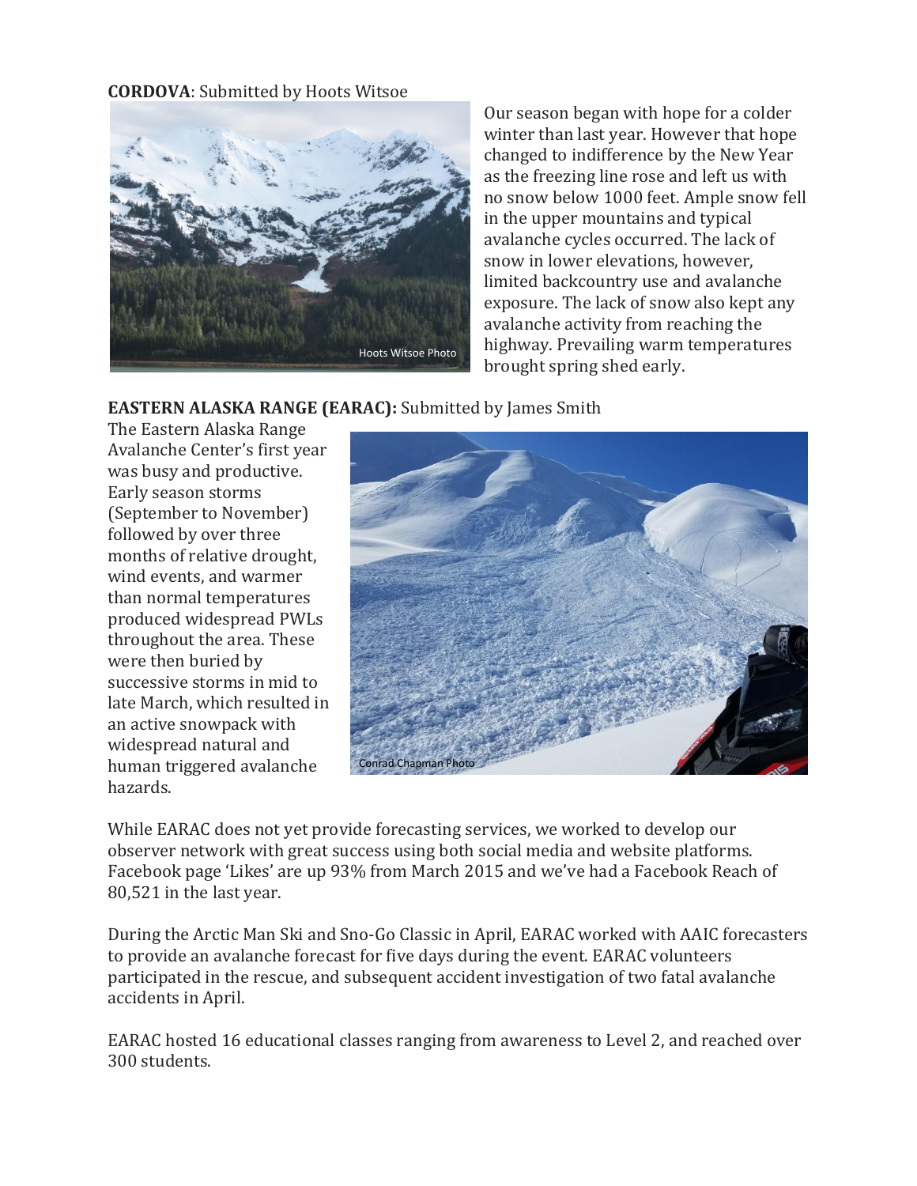**CORDOVA**: Submitted by Hoots Witsoe

Hoots Witsoe Photo

Our season began with hope for a colder winter than last year. However that hope changed to indifference by the New Year as the freezing line rose and left us with no snow below 1000 feet. Ample snow fell in the upper mountains and typical avalanche cycles occurred. The lack of snow in lower elevations, however, limited backcountry use and avalanche exposure. The lack of snow also kept any avalanche activity from reaching the highway. Prevailing warm temperatures brought spring shed early.

**EASTERN ALASKA RANGE (EARAC):** Submitted by James Smith

The Eastern Alaska Range Avalanche Center's first year was busy and productive. Early season storms (September to November) followed by over three months of relative drought, wind events, and warmer than normal temperatures produced widespread PWLs throughout the area. These were then buried by successive storms in mid to late March, which resulted in an active snowpack with widespread natural and human triggered avalanche hazards.

Conrad Chapman Photo

While EARAC does not yet provide forecasting services, we worked to develop our observer network with great success using both social media and website platforms. Facebook page 'Likes' are up 93% from March 2015 and we've had a Facebook Reach of 80,521 in the last year.

During the Arctic Man Ski and Sno-Go Classic in April, EARAC worked with AAIC forecasters to provide an avalanche forecast for five days during the event. EARAC volunteers participated in the rescue, and subsequent accident investigation of two fatal avalanche accidents in April.

EARAC hosted 16 educational classes ranging from awareness to Level 2, and reached over 300 students.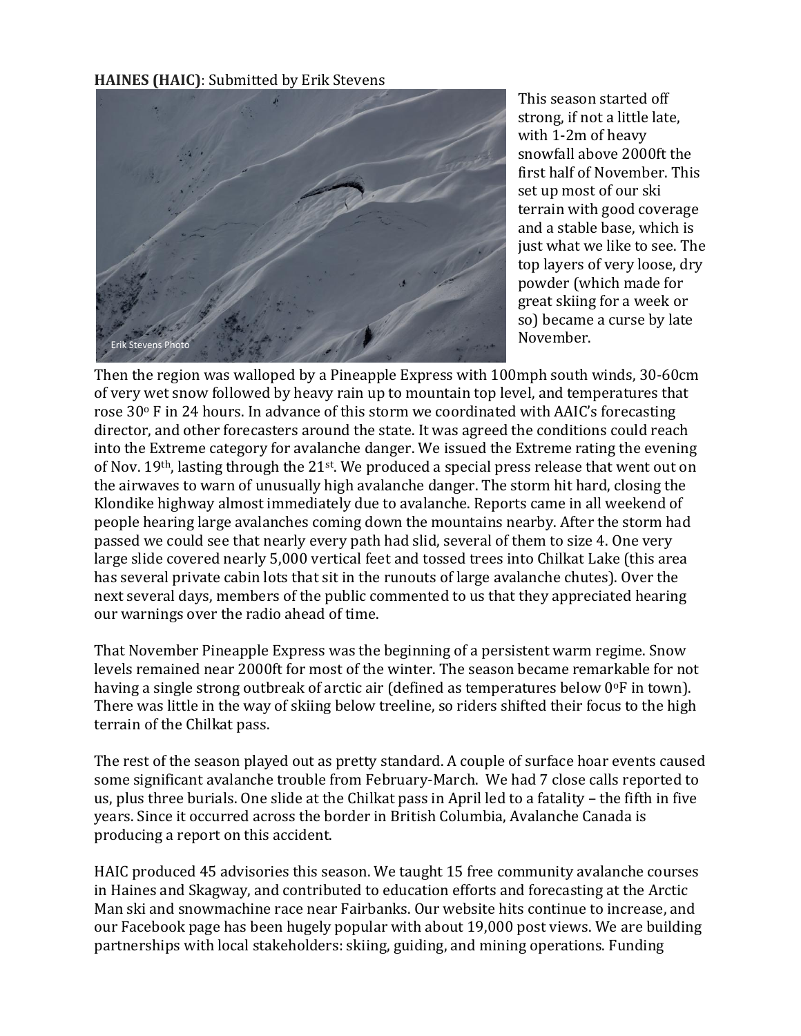**HAINES (HAIC)**: Submitted by Erik Stevens

Erik Stevens Photo

This season started off strong, if not a little late, with 1-2m of heavy snowfall above 2000ft the first half of November. This set up most of our ski terrain with good coverage and a stable base, which is just what we like to see. The top layers of very loose, dry powder (which made for great skiing for a week or so) became a curse by late November.

Then the region was walloped by a Pineapple Express with 100mph south winds, 30-60cm of very wet snow followed by heavy rain up to mountain top level, and temperatures that rose 30° F in 24 hours. In advance of this storm we coordinated with AAIC's forecasting director, and other forecasters around the state. It was agreed the conditions could reach into the Extreme category for avalanche danger. We issued the Extreme rating the evening of Nov. 19th, lasting through the 21st. We produced a special press release that went out on the airwaves to warn of unusually high avalanche danger. The storm hit hard, closing the Klondike highway almost immediately due to avalanche. Reports came in all weekend of people hearing large avalanches coming down the mountains nearby. After the storm had passed we could see that nearly every path had slid, several of them to size 4. One very large slide covered nearly 5,000 vertical feet and tossed trees into Chilkat Lake (this area has several private cabin lots that sit in the runouts of large avalanche chutes). Over the next several days, members of the public commented to us that they appreciated hearing our warnings over the radio ahead of time.

That November Pineapple Express was the beginning of a persistent warm regime. Snow levels remained near 2000ft for most of the winter. The season became remarkable for not having a single strong outbreak of arctic air (defined as temperatures below 0°F in town). There was little in the way of skiing below treeline, so riders shifted their focus to the high terrain of the Chilkat pass.

The rest of the season played out as pretty standard. A couple of surface hoar events caused some significant avalanche trouble from February-March. We had 7 close calls reported to us, plus three burials. One slide at the Chilkat pass in April led to a fatality – the fifth in five years. Since it occurred across the border in British Columbia, Avalanche Canada is producing a report on this accident.

HAIC produced 45 advisories this season. We taught 15 free community avalanche courses in Haines and Skagway, and contributed to education efforts and forecasting at the Arctic Man ski and snowmachine race near Fairbanks. Our website hits continue to increase, and our Facebook page has been hugely popular with about 19,000 post views. We are building partnerships with local stakeholders: skiing, guiding, and mining operations. Funding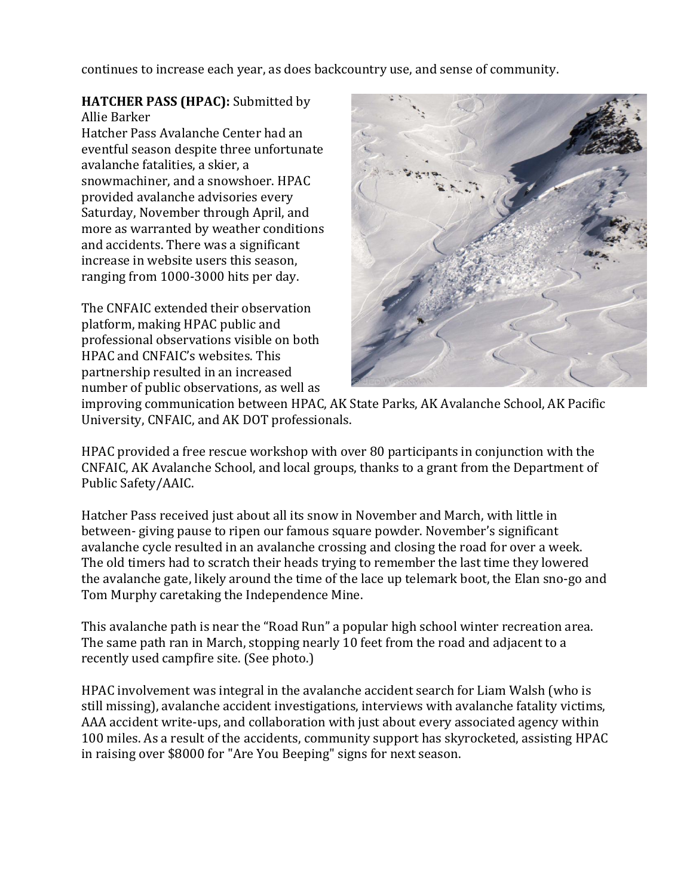continues to increase each year, as does backcountry use, and sense of community.

**HATCHER PASS (HPAC):** Submitted by Allie Barker

Hatcher Pass Avalanche Center had an eventful season despite three unfortunate avalanche fatalities, a skier, a snowmachiner, and a snowshoer. HPAC provided avalanche advisories every Saturday, November through April, and more as warranted by weather conditions and accidents. There was a significant increase in website users this season, ranging from 1000-3000 hits per day.

The CNFAIC extended their observation platform, making HPAC public and professional observations visible on both HPAC and CNFAIC's websites. This partnership resulted in an increased number of public observations, as well as improving communication between HPAC, AK State Parks, AK Avalanche School, AK Pacific University, CNFAIC, and AK DOT professionals.

HPAC provided a free rescue workshop with over 80 participants in conjunction with the CNFAIC, AK Avalanche School, and local groups, thanks to a grant from the Department of Public Safety/AAIC.

Hatcher Pass received just about all its snow in November and March, with little in between- giving pause to ripen our famous square powder. November's significant avalanche cycle resulted in an avalanche crossing and closing the road for over a week. The old timers had to scratch their heads trying to remember the last time they lowered the avalanche gate, likely around the time of the lace up telemark boot, the Elan sno-go and Tom Murphy caretaking the Independence Mine.

This avalanche path is near the "Road Run" a popular high school winter recreation area. The same path ran in March, stopping nearly 10 feet from the road and adjacent to a recently used campfire site. (See photo.)

HPAC involvement was integral in the avalanche accident search for Liam Walsh (who is still missing), avalanche accident investigations, interviews with avalanche fatality victims, AAA accident write-ups, and collaboration with just about every associated agency within 100 miles. As a result of the accidents, community support has skyrocketed, assisting HPAC in raising over $8000 for "Are You Beeping" signs for next season.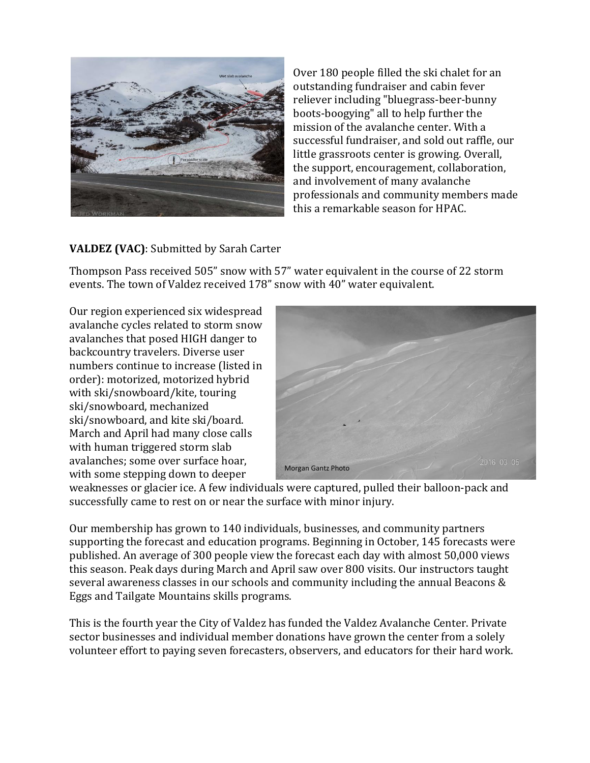Over 180 people filled the ski chalet for an outstanding fundraiser and cabin fever reliever including "bluegrass-beer-bunny boots-boogying" all to help further the mission of the avalanche center. With a successful fundraiser, and sold out raffle, our little grassroots center is growing. Overall, the support, encouragement, collaboration, and involvement of many avalanche professionals and community members made this a remarkable season for HPAC.

**VALDEZ (VAC)**: Submitted by Sarah Carter

Thompson Pass received 505" snow with 57" water equivalent in the course of 22 storm events. The town of Valdez received 178" snow with 40" water equivalent.

Our region experienced six widespread avalanche cycles related to storm snow avalanches that posed HIGH danger to backcountry travelers. Diverse user numbers continue to increase (listed in order): motorized, motorized hybrid with ski/snowboard/kite, touring ski/snowboard, mechanized ski/snowboard, and kite ski/board. March and April had many close calls with human triggered storm slab avalanches; some over surface hoar, with some stepping down to deeper weaknesses or glacier ice. A few individuals were captured, pulled their balloon-pack and successfully came to rest on or near the surface with minor injury.

Morgan Gantz Photo

Our membership has grown to 140 individuals, businesses, and community partners supporting the forecast and education programs. Beginning in October, 145 forecasts were published. An average of 300 people view the forecast each day with almost 50,000 views this season. Peak days during March and April saw over 800 visits. Our instructors taught several awareness classes in our schools and community including the annual Beacons & Eggs and Tailgate Mountains skills programs.

This is the fourth year the City of Valdez has funded the Valdez Avalanche Center. Private sector businesses and individual member donations have grown the center from a solely volunteer effort to paying seven forecasters, observers, and educators for their hard work.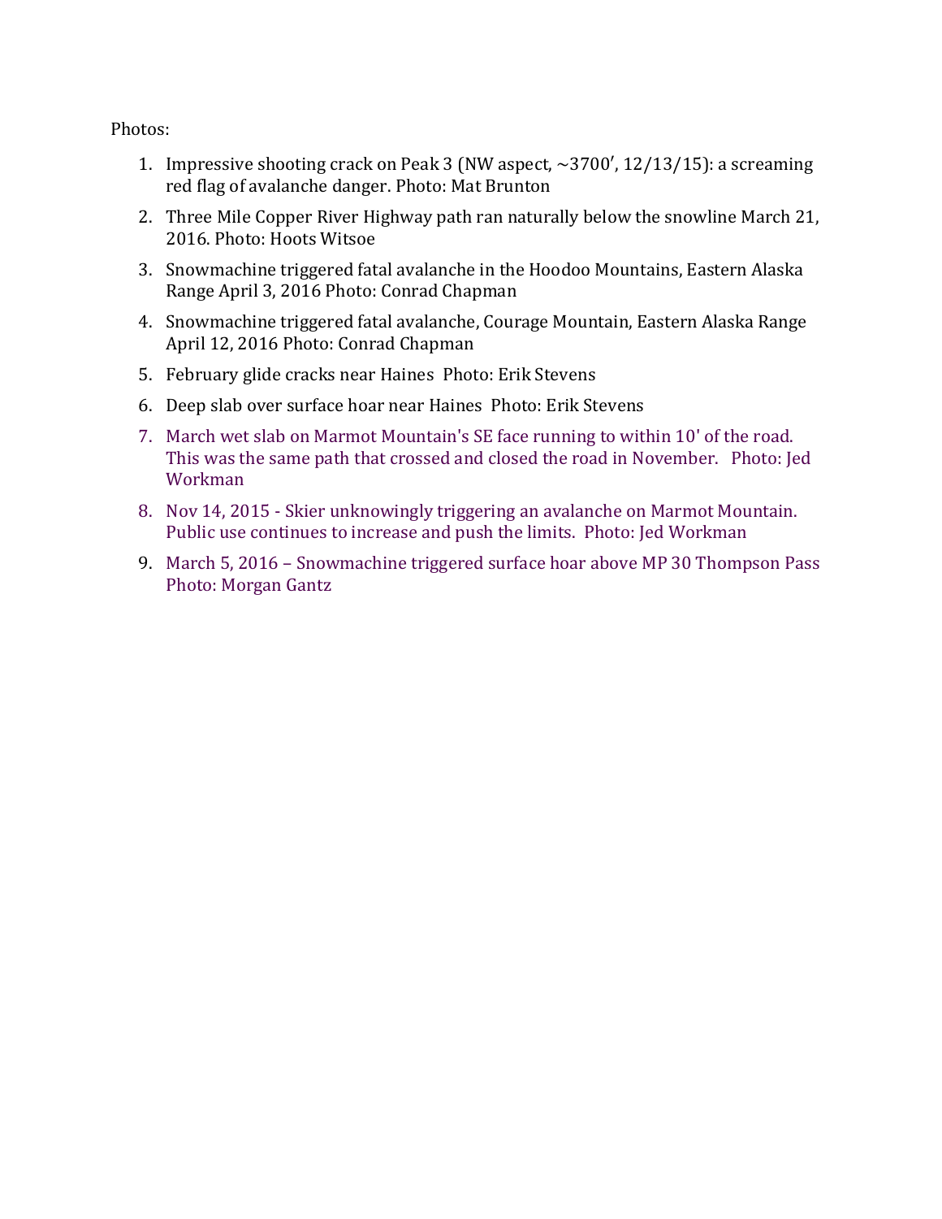Photos:

1. Impressive shooting crack on Peak 3 (NW aspect, ~3700′, 12/13/15): a screaming red flag of avalanche danger. Photo: Mat Brunton
2. Three Mile Copper River Highway path ran naturally below the snowline March 21, 2016. Photo: Hoots Witsoe
3. Snowmachine triggered fatal avalanche in the Hoodoo Mountains, Eastern Alaska Range April 3, 2016 Photo: Conrad Chapman
4. Snowmachine triggered fatal avalanche, Courage Mountain, Eastern Alaska Range April 12, 2016 Photo: Conrad Chapman
5. February glide cracks near Haines Photo: Erik Stevens
6. Deep slab over surface hoar near Haines Photo: Erik Stevens
7. March wet slab on Marmot Mountain's SE face running to within 10' of the road. This was the same path that crossed and closed the road in November. Photo: Jed Workman
8. Nov 14, 2015 - Skier unknowingly triggering an avalanche on Marmot Mountain. Public use continues to increase and push the limits. Photo: Jed Workman
9. March 5, 2016 – Snowmachine triggered surface hoar above MP 30 Thompson Pass Photo: Morgan Gantz